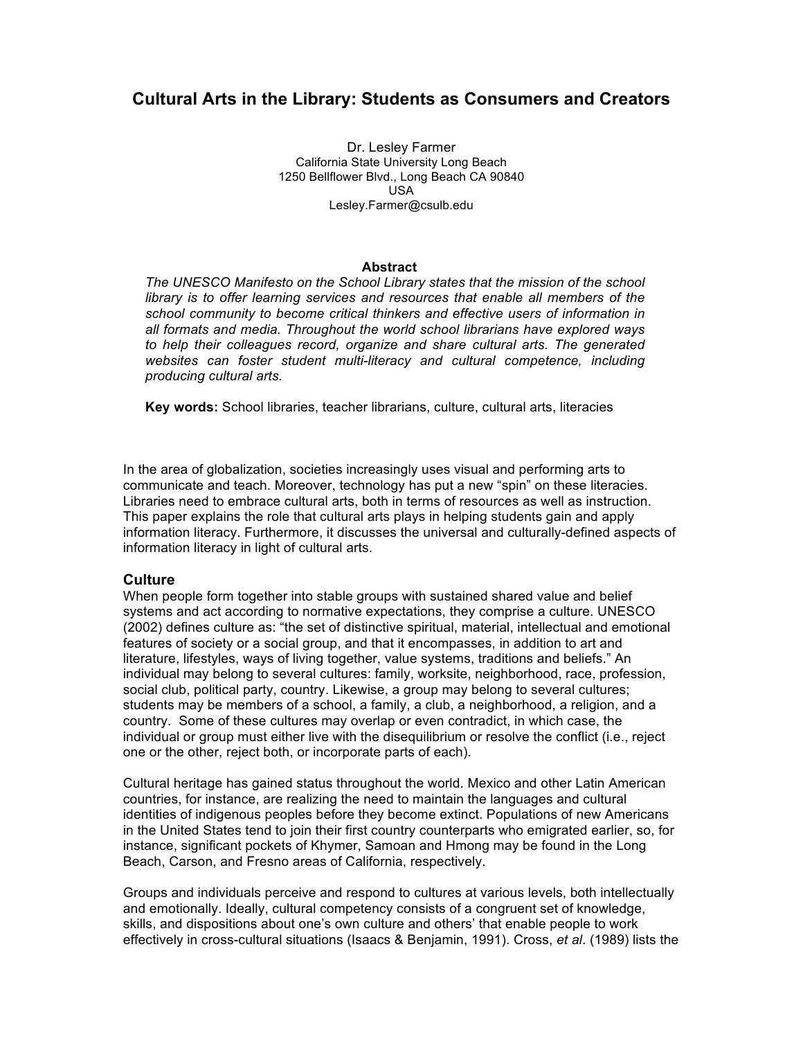# Cultural Arts in the Library: Students as Consumers and Creators

Dr. Lesley Farmer
California State University Long Beach
1250 Bellflower Blvd., Long Beach CA 90840
USA
Lesley.Farmer@csulb.edu

**Abstract**

*The UNESCO Manifesto on the School Library states that the mission of the school library is to offer learning services and resources that enable all members of the school community to become critical thinkers and effective users of information in all formats and media. Throughout the world school librarians have explored ways to help their colleagues record, organize and share cultural arts. The generated websites can foster student multi-literacy and cultural competence, including producing cultural arts.*

**Key words:** School libraries, teacher librarians, culture, cultural arts, literacies

In the area of globalization, societies increasingly uses visual and performing arts to communicate and teach. Moreover, technology has put a new "spin" on these literacies. Libraries need to embrace cultural arts, both in terms of resources as well as instruction. This paper explains the role that cultural arts plays in helping students gain and apply information literacy. Furthermore, it discusses the universal and culturally-defined aspects of information literacy in light of cultural arts.

## Culture

When people form together into stable groups with sustained shared value and belief systems and act according to normative expectations, they comprise a culture. UNESCO (2002) defines culture as: "the set of distinctive spiritual, material, intellectual and emotional features of society or a social group, and that it encompasses, in addition to art and literature, lifestyles, ways of living together, value systems, traditions and beliefs." An individual may belong to several cultures: family, worksite, neighborhood, race, profession, social club, political party, country. Likewise, a group may belong to several cultures; students may be members of a school, a family, a club, a neighborhood, a religion, and a country. Some of these cultures may overlap or even contradict, in which case, the individual or group must either live with the disequilibrium or resolve the conflict (i.e., reject one or the other, reject both, or incorporate parts of each).

Cultural heritage has gained status throughout the world. Mexico and other Latin American countries, for instance, are realizing the need to maintain the languages and cultural identities of indigenous peoples before they become extinct. Populations of new Americans in the United States tend to join their first country counterparts who emigrated earlier, so, for instance, significant pockets of Khymer, Samoan and Hmong may be found in the Long Beach, Carson, and Fresno areas of California, respectively.

Groups and individuals perceive and respond to cultures at various levels, both intellectually and emotionally. Ideally, cultural competency consists of a congruent set of knowledge, skills, and dispositions about one's own culture and others' that enable people to work effectively in cross-cultural situations (Isaacs & Benjamin, 1991). Cross, *et al*. (1989) lists the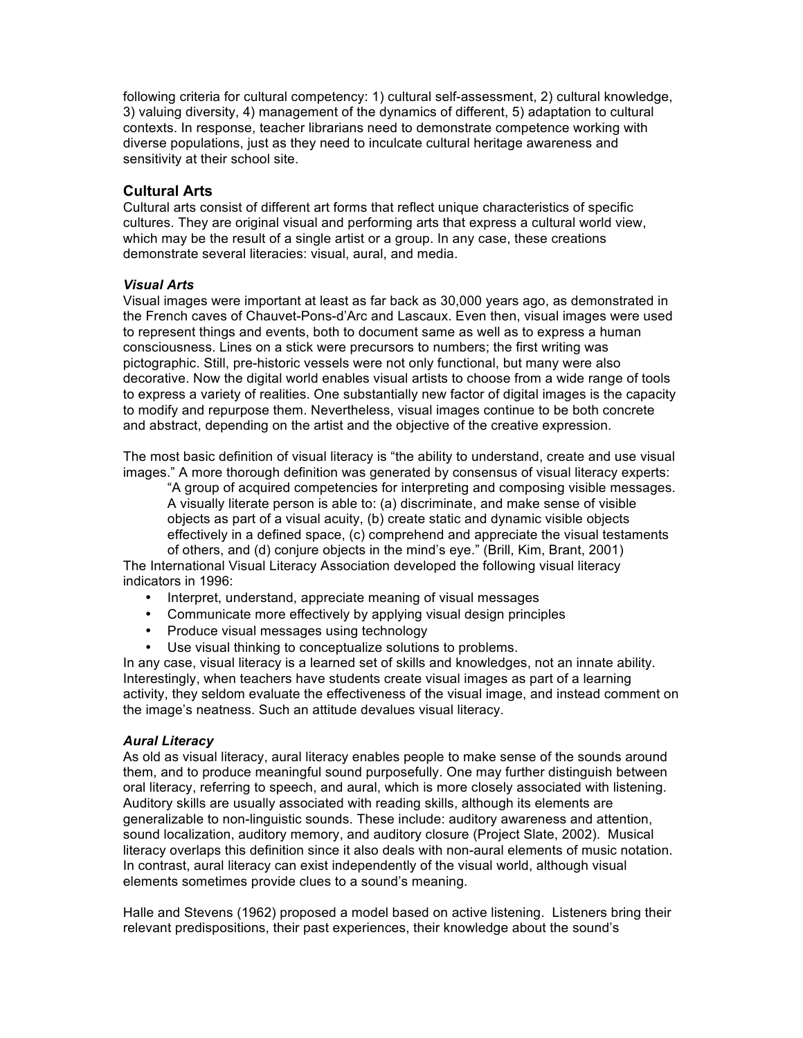following criteria for cultural competency: 1) cultural self-assessment, 2) cultural knowledge, 3) valuing diversity, 4) management of the dynamics of different, 5) adaptation to cultural contexts. In response, teacher librarians need to demonstrate competence working with diverse populations, just as they need to inculcate cultural heritage awareness and sensitivity at their school site.

## Cultural Arts

Cultural arts consist of different art forms that reflect unique characteristics of specific cultures. They are original visual and performing arts that express a cultural world view, which may be the result of a single artist or a group. In any case, these creations demonstrate several literacies: visual, aural, and media.

### *Visual Arts*

Visual images were important at least as far back as 30,000 years ago, as demonstrated in the French caves of Chauvet-Pons-d'Arc and Lascaux. Even then, visual images were used to represent things and events, both to document same as well as to express a human consciousness. Lines on a stick were precursors to numbers; the first writing was pictographic. Still, pre-historic vessels were not only functional, but many were also decorative. Now the digital world enables visual artists to choose from a wide range of tools to express a variety of realities. One substantially new factor of digital images is the capacity to modify and repurpose them. Nevertheless, visual images continue to be both concrete and abstract, depending on the artist and the objective of the creative expression.

The most basic definition of visual literacy is "the ability to understand, create and use visual images." A more thorough definition was generated by consensus of visual literacy experts:

> "A group of acquired competencies for interpreting and composing visible messages. A visually literate person is able to: (a) discriminate, and make sense of visible objects as part of a visual acuity, (b) create static and dynamic visible objects effectively in a defined space, (c) comprehend and appreciate the visual testaments of others, and (d) conjure objects in the mind's eye." (Brill, Kim, Brant, 2001)

The International Visual Literacy Association developed the following visual literacy indicators in 1996:

- Interpret, understand, appreciate meaning of visual messages
- Communicate more effectively by applying visual design principles
- Produce visual messages using technology
- Use visual thinking to conceptualize solutions to problems.

In any case, visual literacy is a learned set of skills and knowledges, not an innate ability. Interestingly, when teachers have students create visual images as part of a learning activity, they seldom evaluate the effectiveness of the visual image, and instead comment on the image's neatness. Such an attitude devalues visual literacy.

### *Aural Literacy*

As old as visual literacy, aural literacy enables people to make sense of the sounds around them, and to produce meaningful sound purposefully. One may further distinguish between oral literacy, referring to speech, and aural, which is more closely associated with listening. Auditory skills are usually associated with reading skills, although its elements are generalizable to non-linguistic sounds. These include: auditory awareness and attention, sound localization, auditory memory, and auditory closure (Project Slate, 2002). Musical literacy overlaps this definition since it also deals with non-aural elements of music notation. In contrast, aural literacy can exist independently of the visual world, although visual elements sometimes provide clues to a sound's meaning.

Halle and Stevens (1962) proposed a model based on active listening. Listeners bring their relevant predispositions, their past experiences, their knowledge about the sound's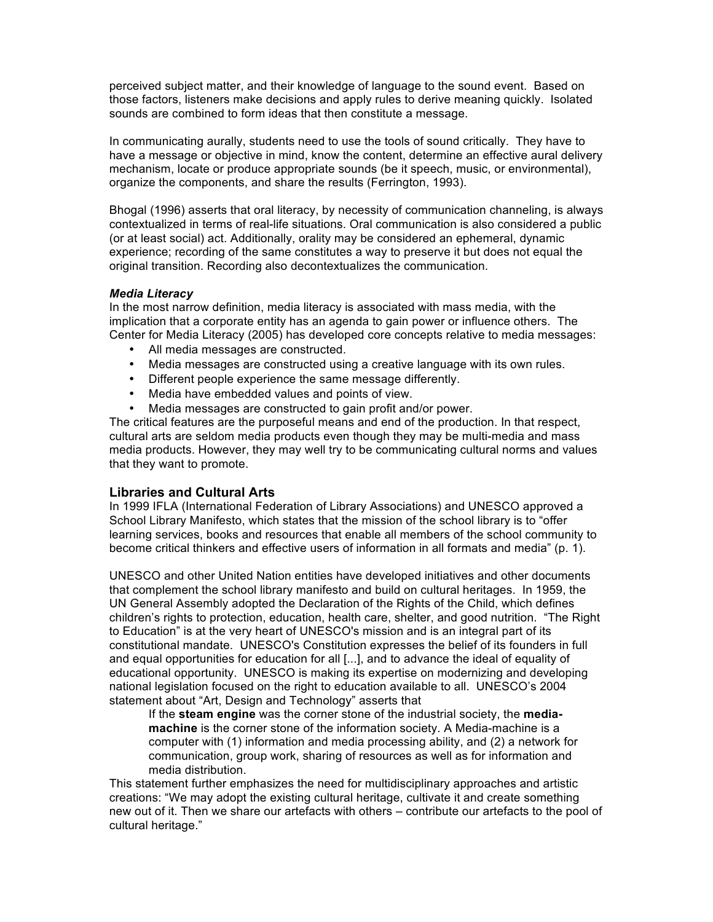perceived subject matter, and their knowledge of language to the sound event. Based on those factors, listeners make decisions and apply rules to derive meaning quickly. Isolated sounds are combined to form ideas that then constitute a message.

In communicating aurally, students need to use the tools of sound critically. They have to have a message or objective in mind, know the content, determine an effective aural delivery mechanism, locate or produce appropriate sounds (be it speech, music, or environmental), organize the components, and share the results (Ferrington, 1993).

Bhogal (1996) asserts that oral literacy, by necessity of communication channeling, is always contextualized in terms of real-life situations. Oral communication is also considered a public (or at least social) act. Additionally, orality may be considered an ephemeral, dynamic experience; recording of the same constitutes a way to preserve it but does not equal the original transition. Recording also decontextualizes the communication.

***Media Literacy***

In the most narrow definition, media literacy is associated with mass media, with the implication that a corporate entity has an agenda to gain power or influence others. The Center for Media Literacy (2005) has developed core concepts relative to media messages:

- All media messages are constructed.
- Media messages are constructed using a creative language with its own rules.
- Different people experience the same message differently.
- Media have embedded values and points of view.
- Media messages are constructed to gain profit and/or power.

The critical features are the purposeful means and end of the production. In that respect, cultural arts are seldom media products even though they may be multi-media and mass media products. However, they may well try to be communicating cultural norms and values that they want to promote.

## Libraries and Cultural Arts

In 1999 IFLA (International Federation of Library Associations) and UNESCO approved a School Library Manifesto, which states that the mission of the school library is to "offer learning services, books and resources that enable all members of the school community to become critical thinkers and effective users of information in all formats and media" (p. 1).

UNESCO and other United Nation entities have developed initiatives and other documents that complement the school library manifesto and build on cultural heritages. In 1959, the UN General Assembly adopted the Declaration of the Rights of the Child, which defines children's rights to protection, education, health care, shelter, and good nutrition. "The Right to Education" is at the very heart of UNESCO's mission and is an integral part of its constitutional mandate. UNESCO's Constitution expresses the belief of its founders in full and equal opportunities for education for all [...], and to advance the ideal of equality of educational opportunity. UNESCO is making its expertise on modernizing and developing national legislation focused on the right to education available to all. UNESCO's 2004 statement about "Art, Design and Technology" asserts that

> If the **steam engine** was the corner stone of the industrial society, the **media-machine** is the corner stone of the information society. A Media-machine is a computer with (1) information and media processing ability, and (2) a network for communication, group work, sharing of resources as well as for information and media distribution.

This statement further emphasizes the need for multidisciplinary approaches and artistic creations: "We may adopt the existing cultural heritage, cultivate it and create something new out of it. Then we share our artefacts with others – contribute our artefacts to the pool of cultural heritage."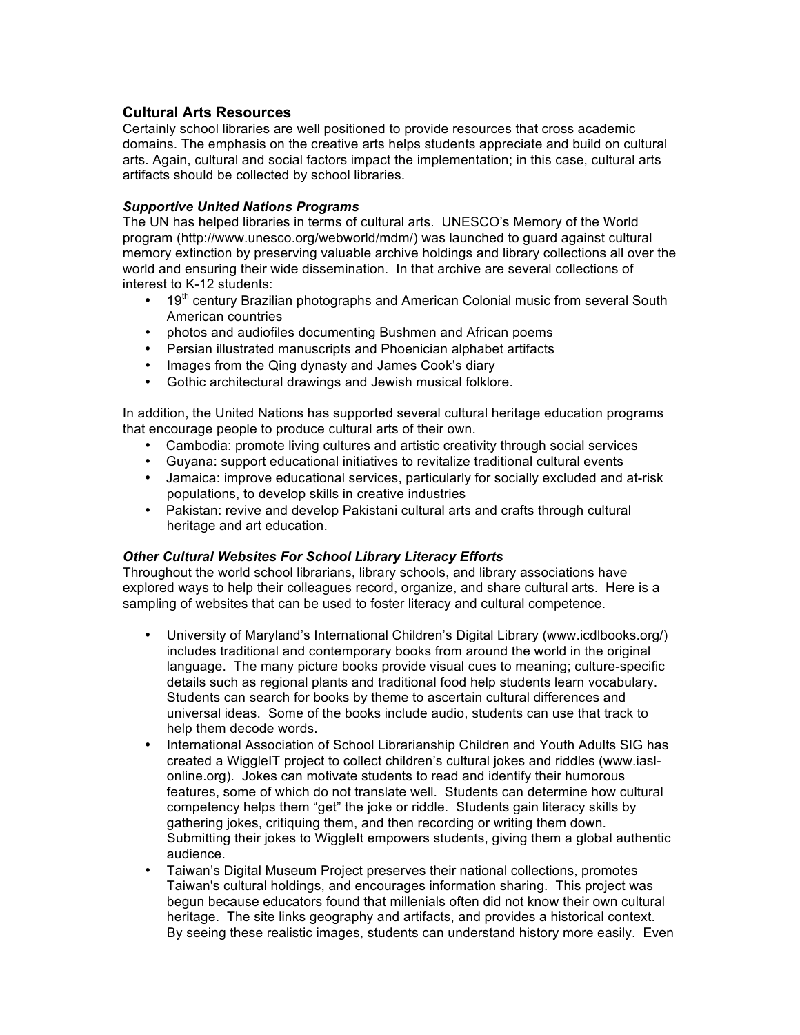## Cultural Arts Resources

Certainly school libraries are well positioned to provide resources that cross academic domains. The emphasis on the creative arts helps students appreciate and build on cultural arts. Again, cultural and social factors impact the implementation; in this case, cultural arts artifacts should be collected by school libraries.

### *Supportive United Nations Programs*

The UN has helped libraries in terms of cultural arts. UNESCO's Memory of the World program (http://www.unesco.org/webworld/mdm/) was launched to guard against cultural memory extinction by preserving valuable archive holdings and library collections all over the world and ensuring their wide dissemination. In that archive are several collections of interest to K-12 students:

- 19th century Brazilian photographs and American Colonial music from several South American countries
- photos and audiofiles documenting Bushmen and African poems
- Persian illustrated manuscripts and Phoenician alphabet artifacts
- Images from the Qing dynasty and James Cook's diary
- Gothic architectural drawings and Jewish musical folklore.

In addition, the United Nations has supported several cultural heritage education programs that encourage people to produce cultural arts of their own.

- Cambodia: promote living cultures and artistic creativity through social services
- Guyana: support educational initiatives to revitalize traditional cultural events
- Jamaica: improve educational services, particularly for socially excluded and at-risk populations, to develop skills in creative industries
- Pakistan: revive and develop Pakistani cultural arts and crafts through cultural heritage and art education.

### *Other Cultural Websites For School Library Literacy Efforts*

Throughout the world school librarians, library schools, and library associations have explored ways to help their colleagues record, organize, and share cultural arts. Here is a sampling of websites that can be used to foster literacy and cultural competence.

- University of Maryland's International Children's Digital Library (www.icdlbooks.org/) includes traditional and contemporary books from around the world in the original language. The many picture books provide visual cues to meaning; culture-specific details such as regional plants and traditional food help students learn vocabulary. Students can search for books by theme to ascertain cultural differences and universal ideas. Some of the books include audio, students can use that track to help them decode words.
- International Association of School Librarianship Children and Youth Adults SIG has created a WiggleIT project to collect children's cultural jokes and riddles (www.iasl-online.org). Jokes can motivate students to read and identify their humorous features, some of which do not translate well. Students can determine how cultural competency helps them "get" the joke or riddle. Students gain literacy skills by gathering jokes, critiquing them, and then recording or writing them down. Submitting their jokes to WiggleIt empowers students, giving them a global authentic audience.
- Taiwan's Digital Museum Project preserves their national collections, promotes Taiwan's cultural holdings, and encourages information sharing. This project was begun because educators found that millenials often did not know their own cultural heritage. The site links geography and artifacts, and provides a historical context. By seeing these realistic images, students can understand history more easily. Even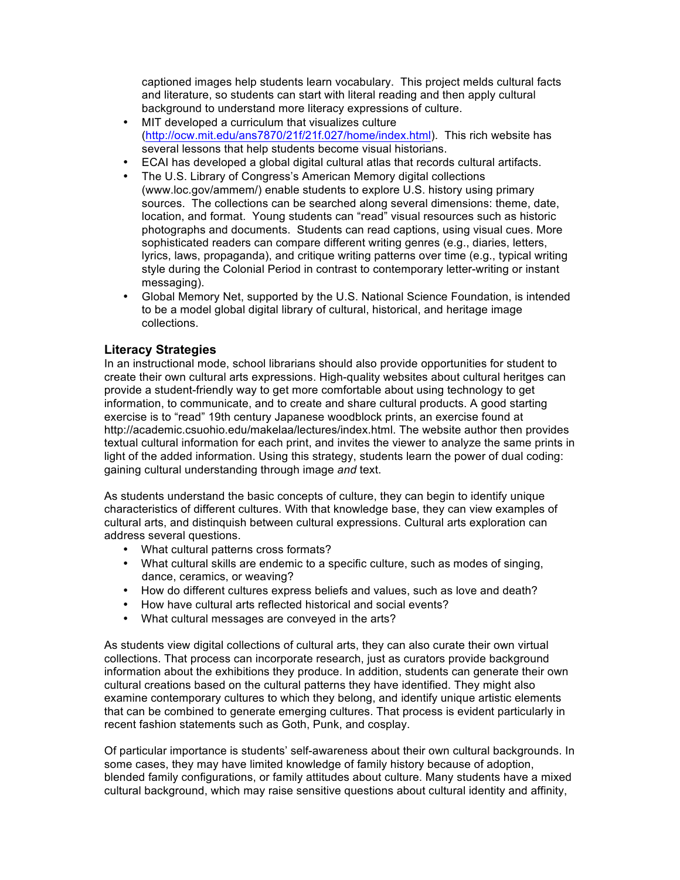captioned images help students learn vocabulary. This project melds cultural facts and literature, so students can start with literal reading and then apply cultural background to understand more literacy expressions of culture.

- MIT developed a curriculum that visualizes culture (http://ocw.mit.edu/ans7870/21f/21f.027/home/index.html). This rich website has several lessons that help students become visual historians.
- ECAI has developed a global digital cultural atlas that records cultural artifacts.
- The U.S. Library of Congress's American Memory digital collections (www.loc.gov/ammem/) enable students to explore U.S. history using primary sources. The collections can be searched along several dimensions: theme, date, location, and format. Young students can "read" visual resources such as historic photographs and documents. Students can read captions, using visual cues. More sophisticated readers can compare different writing genres (e.g., diaries, letters, lyrics, laws, propaganda), and critique writing patterns over time (e.g., typical writing style during the Colonial Period in contrast to contemporary letter-writing or instant messaging).
- Global Memory Net, supported by the U.S. National Science Foundation, is intended to be a model global digital library of cultural, historical, and heritage image collections.

## Literacy Strategies

In an instructional mode, school librarians should also provide opportunities for student to create their own cultural arts expressions. High-quality websites about cultural heritges can provide a student-friendly way to get more comfortable about using technology to get information, to communicate, and to create and share cultural products. A good starting exercise is to "read" 19th century Japanese woodblock prints, an exercise found at http://academic.csuohio.edu/makelaa/lectures/index.html. The website author then provides textual cultural information for each print, and invites the viewer to analyze the same prints in light of the added information. Using this strategy, students learn the power of dual coding: gaining cultural understanding through image *and* text.

As students understand the basic concepts of culture, they can begin to identify unique characteristics of different cultures. With that knowledge base, they can view examples of cultural arts, and distinguish between cultural expressions. Cultural arts exploration can address several questions.

- What cultural patterns cross formats?
- What cultural skills are endemic to a specific culture, such as modes of singing, dance, ceramics, or weaving?
- How do different cultures express beliefs and values, such as love and death?
- How have cultural arts reflected historical and social events?
- What cultural messages are conveyed in the arts?

As students view digital collections of cultural arts, they can also curate their own virtual collections. That process can incorporate research, just as curators provide background information about the exhibitions they produce. In addition, students can generate their own cultural creations based on the cultural patterns they have identified. They might also examine contemporary cultures to which they belong, and identify unique artistic elements that can be combined to generate emerging cultures. That process is evident particularly in recent fashion statements such as Goth, Punk, and cosplay.

Of particular importance is students' self-awareness about their own cultural backgrounds. In some cases, they may have limited knowledge of family history because of adoption, blended family configurations, or family attitudes about culture. Many students have a mixed cultural background, which may raise sensitive questions about cultural identity and affinity,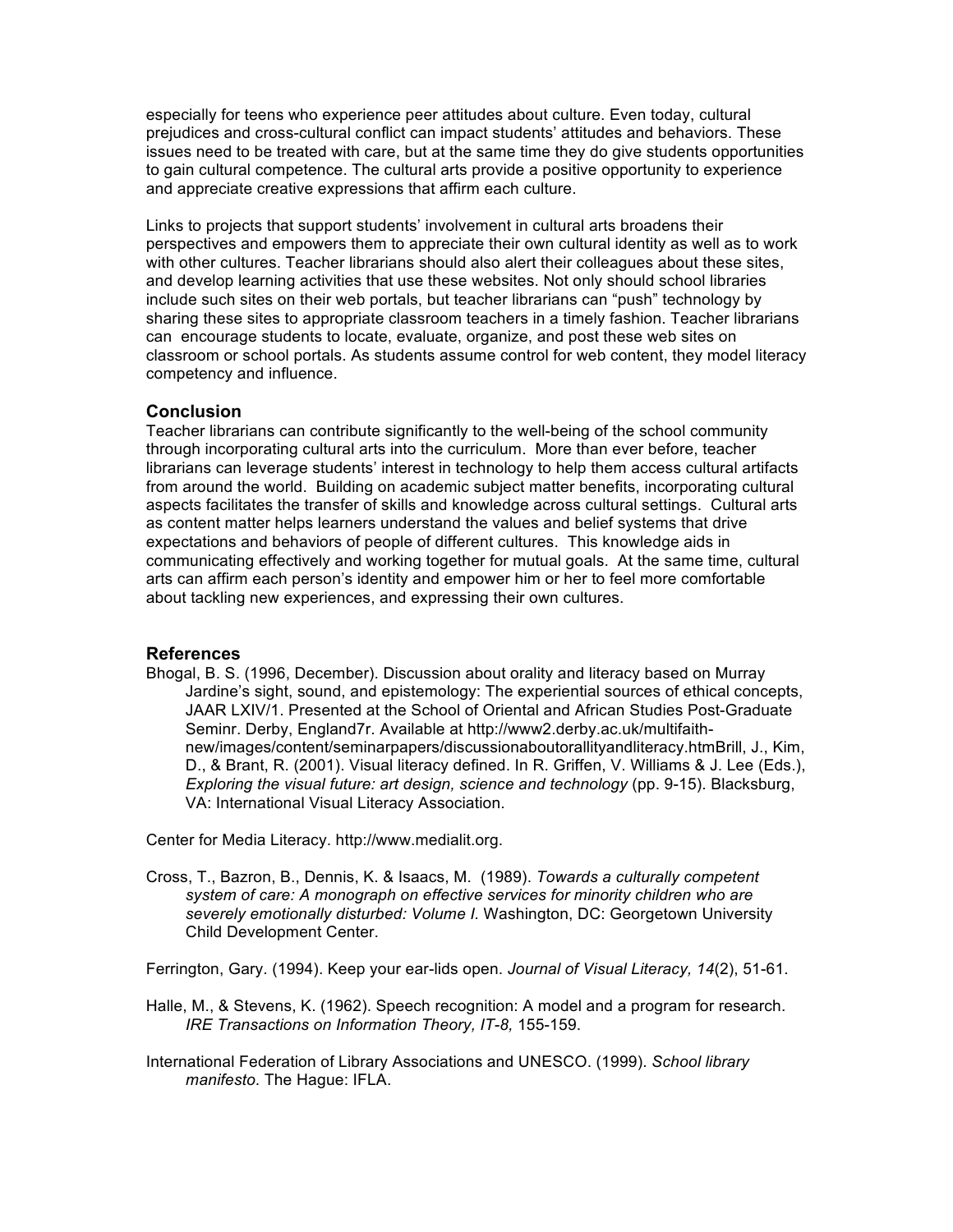especially for teens who experience peer attitudes about culture. Even today, cultural prejudices and cross-cultural conflict can impact students' attitudes and behaviors. These issues need to be treated with care, but at the same time they do give students opportunities to gain cultural competence. The cultural arts provide a positive opportunity to experience and appreciate creative expressions that affirm each culture.

Links to projects that support students' involvement in cultural arts broadens their perspectives and empowers them to appreciate their own cultural identity as well as to work with other cultures. Teacher librarians should also alert their colleagues about these sites, and develop learning activities that use these websites. Not only should school libraries include such sites on their web portals, but teacher librarians can "push" technology by sharing these sites to appropriate classroom teachers in a timely fashion. Teacher librarians can encourage students to locate, evaluate, organize, and post these web sites on classroom or school portals. As students assume control for web content, they model literacy competency and influence.

## Conclusion

Teacher librarians can contribute significantly to the well-being of the school community through incorporating cultural arts into the curriculum. More than ever before, teacher librarians can leverage students' interest in technology to help them access cultural artifacts from around the world. Building on academic subject matter benefits, incorporating cultural aspects facilitates the transfer of skills and knowledge across cultural settings. Cultural arts as content matter helps learners understand the values and belief systems that drive expectations and behaviors of people of different cultures. This knowledge aids in communicating effectively and working together for mutual goals. At the same time, cultural arts can affirm each person's identity and empower him or her to feel more comfortable about tackling new experiences, and expressing their own cultures.

## References

Bhogal, B. S. (1996, December). Discussion about orality and literacy based on Murray Jardine's sight, sound, and epistemology: The experiential sources of ethical concepts, JAAR LXIV/1. Presented at the School of Oriental and African Studies Post-Graduate Seminr. Derby, England7r. Available at http://www2.derby.ac.uk/multifaith-new/images/content/seminarpapers/discussionaboutorallityandliteracy.htmBrill, J., Kim, D., & Brant, R. (2001). Visual literacy defined. In R. Griffen, V. Williams & J. Lee (Eds.), *Exploring the visual future: art design, science and technology* (pp. 9-15). Blacksburg, VA: International Visual Literacy Association.

Center for Media Literacy. http://www.medialit.org.

Cross, T., Bazron, B., Dennis, K. & Isaacs, M. (1989). *Towards a culturally competent system of care: A monograph on effective services for minority children who are severely emotionally disturbed: Volume I*. Washington, DC: Georgetown University Child Development Center.

Ferrington, Gary. (1994). Keep your ear-lids open. *Journal of Visual Literacy, 14*(2), 51-61.

Halle, M., & Stevens, K. (1962). Speech recognition: A model and a program for research. *IRE Transactions on Information Theory, IT-8,* 155-159.

International Federation of Library Associations and UNESCO. (1999). *School library manifesto*. The Hague: IFLA.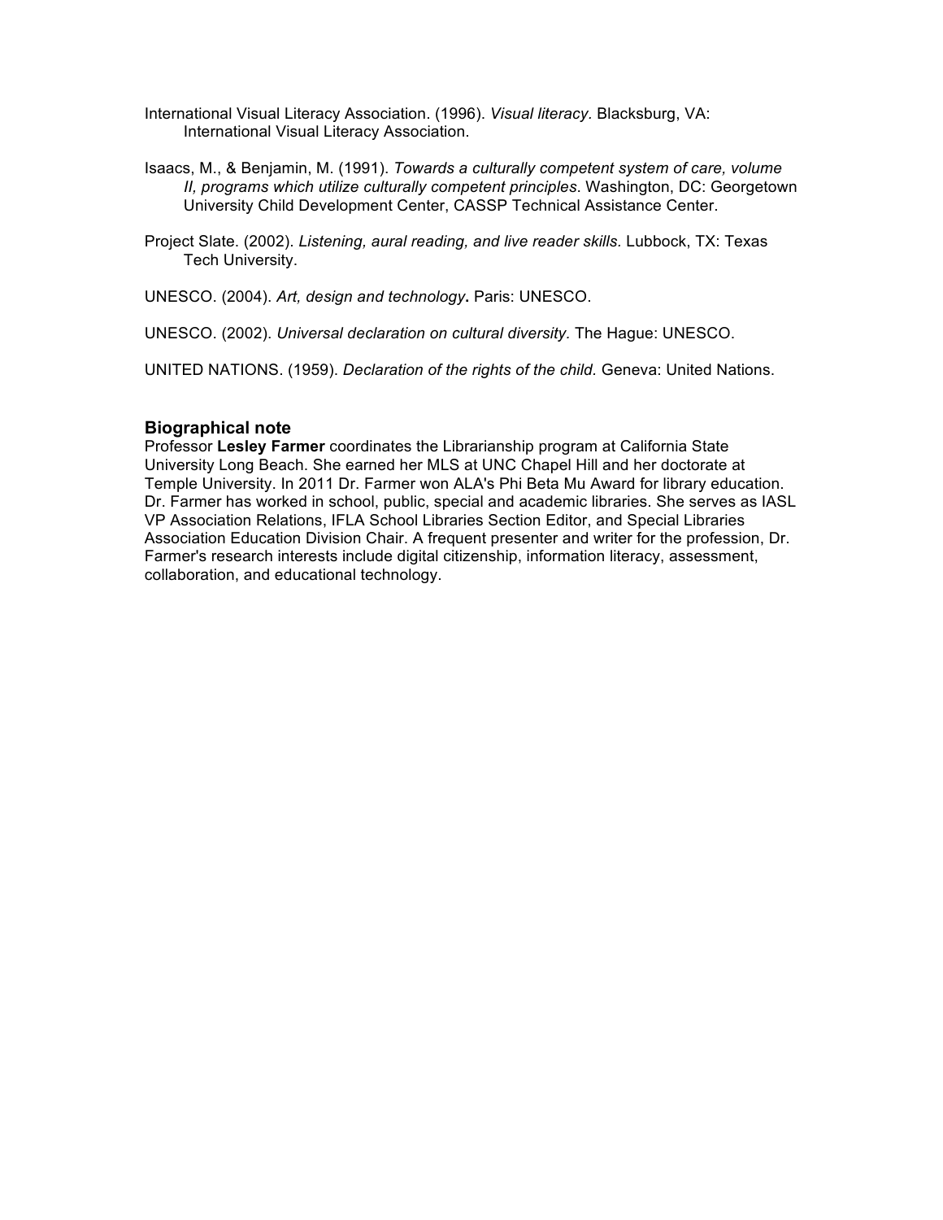International Visual Literacy Association. (1996). *Visual literacy.* Blacksburg, VA: International Visual Literacy Association.

Isaacs, M., & Benjamin, M. (1991). *Towards a culturally competent system of care, volume II, programs which utilize culturally competent principles*. Washington, DC: Georgetown University Child Development Center, CASSP Technical Assistance Center.

Project Slate. (2002). *Listening, aural reading, and live reader skills.* Lubbock, TX: Texas Tech University.

UNESCO. (2004). *Art, design and technology***.** Paris: UNESCO.

UNESCO. (2002). *Universal declaration on cultural diversity.* The Hague: UNESCO.

UNITED NATIONS. (1959). *Declaration of the rights of the child.* Geneva: United Nations.

### Biographical note

Professor **Lesley Farmer** coordinates the Librarianship program at California State University Long Beach. She earned her MLS at UNC Chapel Hill and her doctorate at Temple University. In 2011 Dr. Farmer won ALA's Phi Beta Mu Award for library education. Dr. Farmer has worked in school, public, special and academic libraries. She serves as IASL VP Association Relations, IFLA School Libraries Section Editor, and Special Libraries Association Education Division Chair. A frequent presenter and writer for the profession, Dr. Farmer's research interests include digital citizenship, information literacy, assessment, collaboration, and educational technology.